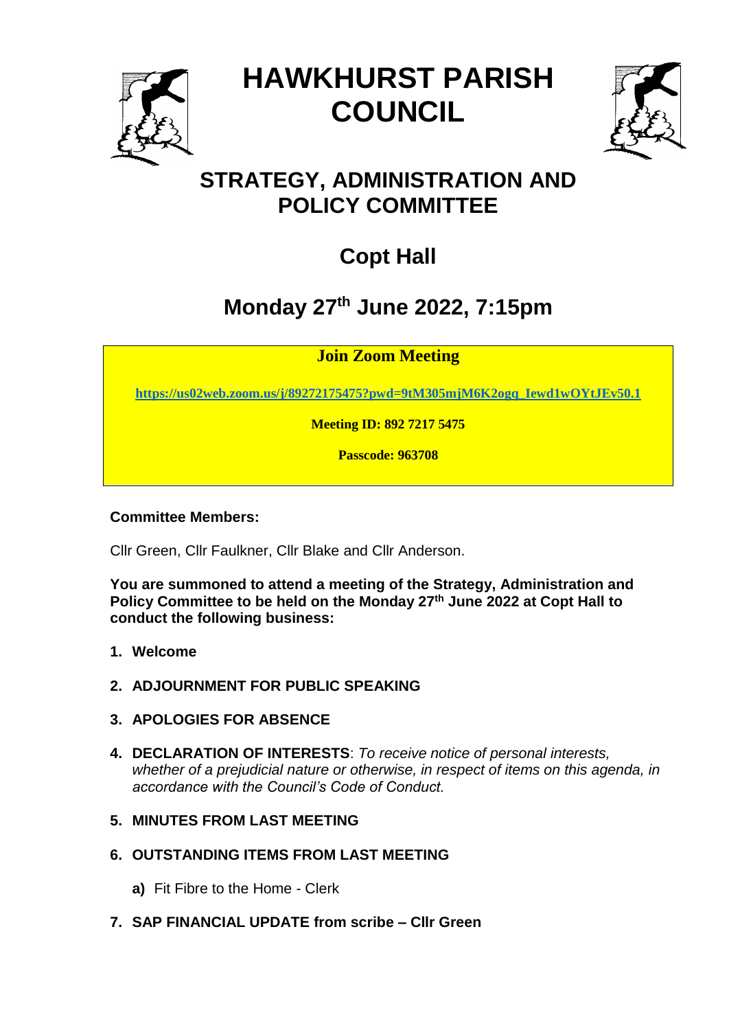# HAWKHURST PARISH COUNCIL

## STRATEGY, ADMINISTRATION AND POLICY COMMITTEE

## Copt Hall

## Monday 27th June 2022, 7:15pm

**Join Zoom Meeting**

https://us02web.zoom.us/j/89272175475?pwd=9tM305mjM6K2ogq_Iewd1wOYtJEv50.1

**Meeting ID: 892 7217 5475**

**Passcode: 963708**

**Committee Members:**

Cllr Green, Cllr Faulkner, Cllr Blake and Cllr Anderson.

**You are summoned to attend a meeting of the Strategy, Administration and Policy Committee to be held on the Monday 27th June 2022 at Copt Hall to conduct the following business:**

1. **Welcome**
2. **ADJOURNMENT FOR PUBLIC SPEAKING**
3. **APOLOGIES FOR ABSENCE**
4. **DECLARATION OF INTERESTS**: *To receive notice of personal interests, whether of a prejudicial nature or otherwise, in respect of items on this agenda, in accordance with the Council's Code of Conduct.*
5. **MINUTES FROM LAST MEETING**
6. **OUTSTANDING ITEMS FROM LAST MEETING**
   - **a)** Fit Fibre to the Home - Clerk
7. **SAP FINANCIAL UPDATE from scribe – Cllr Green**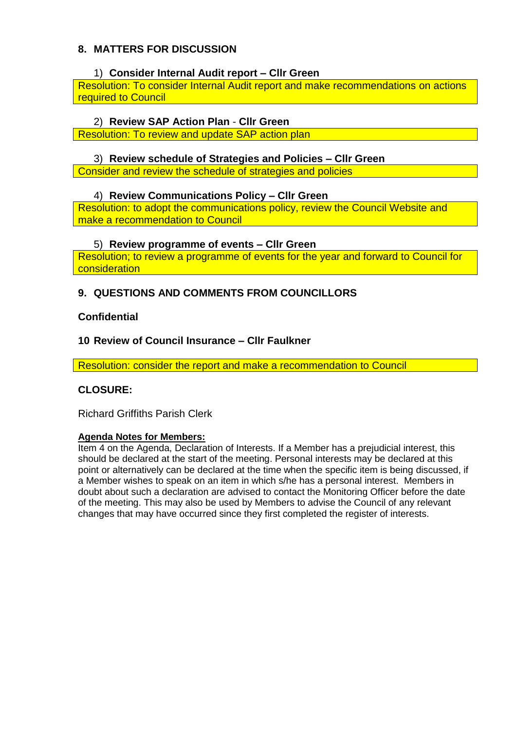## 8. MATTERS FOR DISCUSSION

1) **Consider Internal Audit report – Cllr Green**

Resolution: To consider Internal Audit report and make recommendations on actions required to Council

2) **Review SAP Action Plan** - **Cllr Green**

Resolution: To review and update SAP action plan

3) **Review schedule of Strategies and Policies – Cllr Green**

Consider and review the schedule of strategies and policies

4) **Review Communications Policy – Cllr Green**

Resolution: to adopt the communications policy, review the Council Website and make a recommendation to Council

5) **Review programme of events – Cllr Green**

Resolution; to review a programme of events for the year and forward to Council for consideration

## 9. QUESTIONS AND COMMENTS FROM COUNCILLORS

**Confidential**

**10 Review of Council Insurance – Cllr Faulkner**

Resolution: consider the report and make a recommendation to Council

**CLOSURE:**

Richard Griffiths Parish Clerk

**Agenda Notes for Members:**

Item 4 on the Agenda, Declaration of Interests. If a Member has a prejudicial interest, this should be declared at the start of the meeting. Personal interests may be declared at this point or alternatively can be declared at the time when the specific item is being discussed, if a Member wishes to speak on an item in which s/he has a personal interest. Members in doubt about such a declaration are advised to contact the Monitoring Officer before the date of the meeting. This may also be used by Members to advise the Council of any relevant changes that may have occurred since they first completed the register of interests.